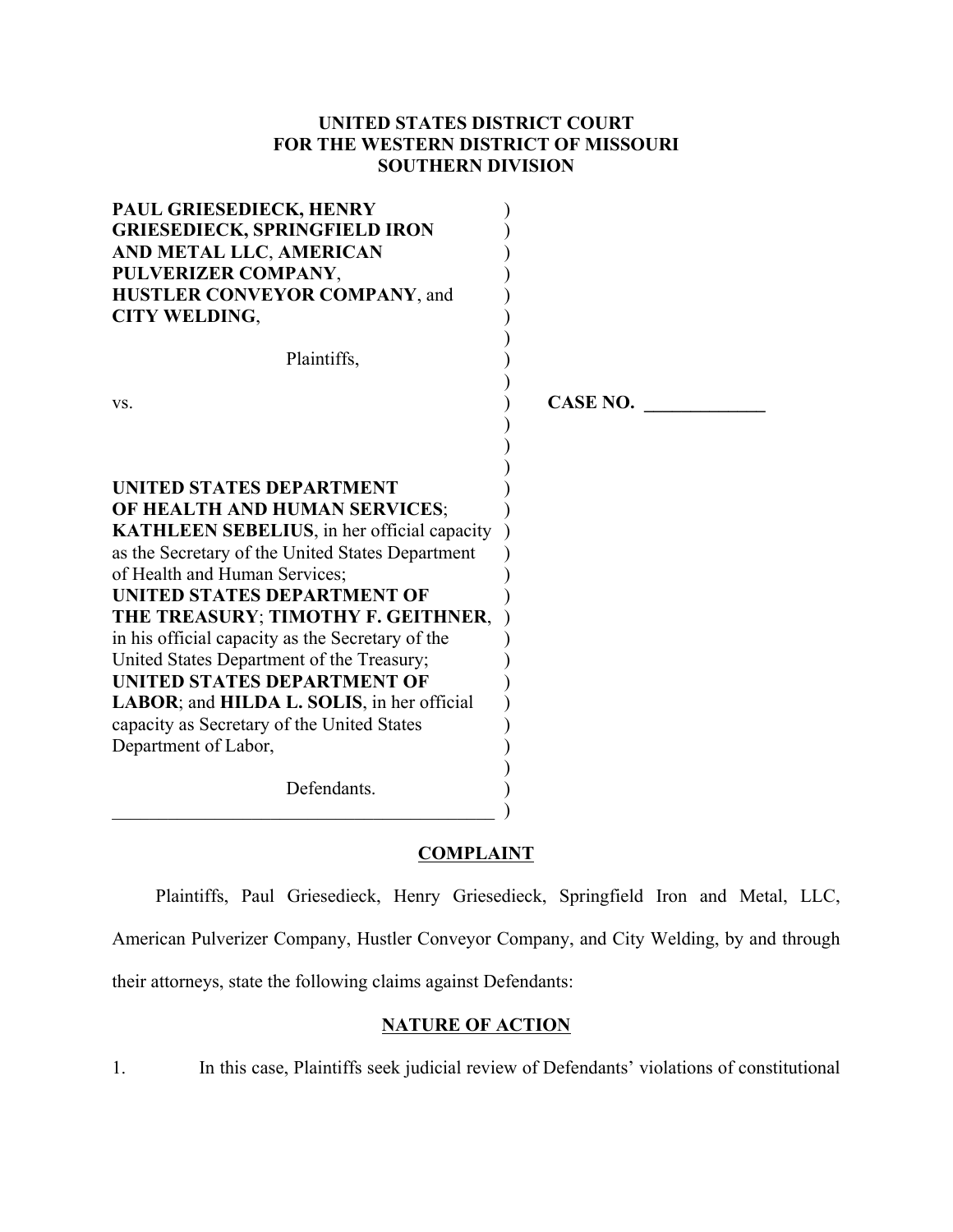**UNITED STATES DISTRICT COURT**
**FOR THE WESTERN DISTRICT OF MISSOURI**
**SOUTHERN DIVISION**

**PAUL GRIESEDIECK, HENRY GRIESEDIECK, SPRINGFIELD IRON AND METAL LLC**, **AMERICAN PULVERIZER COMPANY**, **HUSTLER CONVEYOR COMPANY**, and **CITY WELDING**,

Plaintiffs,

vs.

**UNITED STATES DEPARTMENT OF HEALTH AND HUMAN SERVICES**; **KATHLEEN SEBELIUS**, in her official capacity as the Secretary of the United States Department of Health and Human Services; **UNITED STATES DEPARTMENT OF THE TREASURY**; **TIMOTHY F. GEITHNER**, in his official capacity as the Secretary of the United States Department of the Treasury; **UNITED STATES DEPARTMENT OF LABOR**; and **HILDA L. SOLIS**, in her official capacity as Secretary of the United States Department of Labor,

Defendants.

**CASE NO. ____________**

## COMPLAINT

Plaintiffs, Paul Griesedieck, Henry Griesedieck, Springfield Iron and Metal, LLC, American Pulverizer Company, Hustler Conveyor Company, and City Welding, by and through their attorneys, state the following claims against Defendants:

## NATURE OF ACTION

1. In this case, Plaintiffs seek judicial review of Defendants' violations of constitutional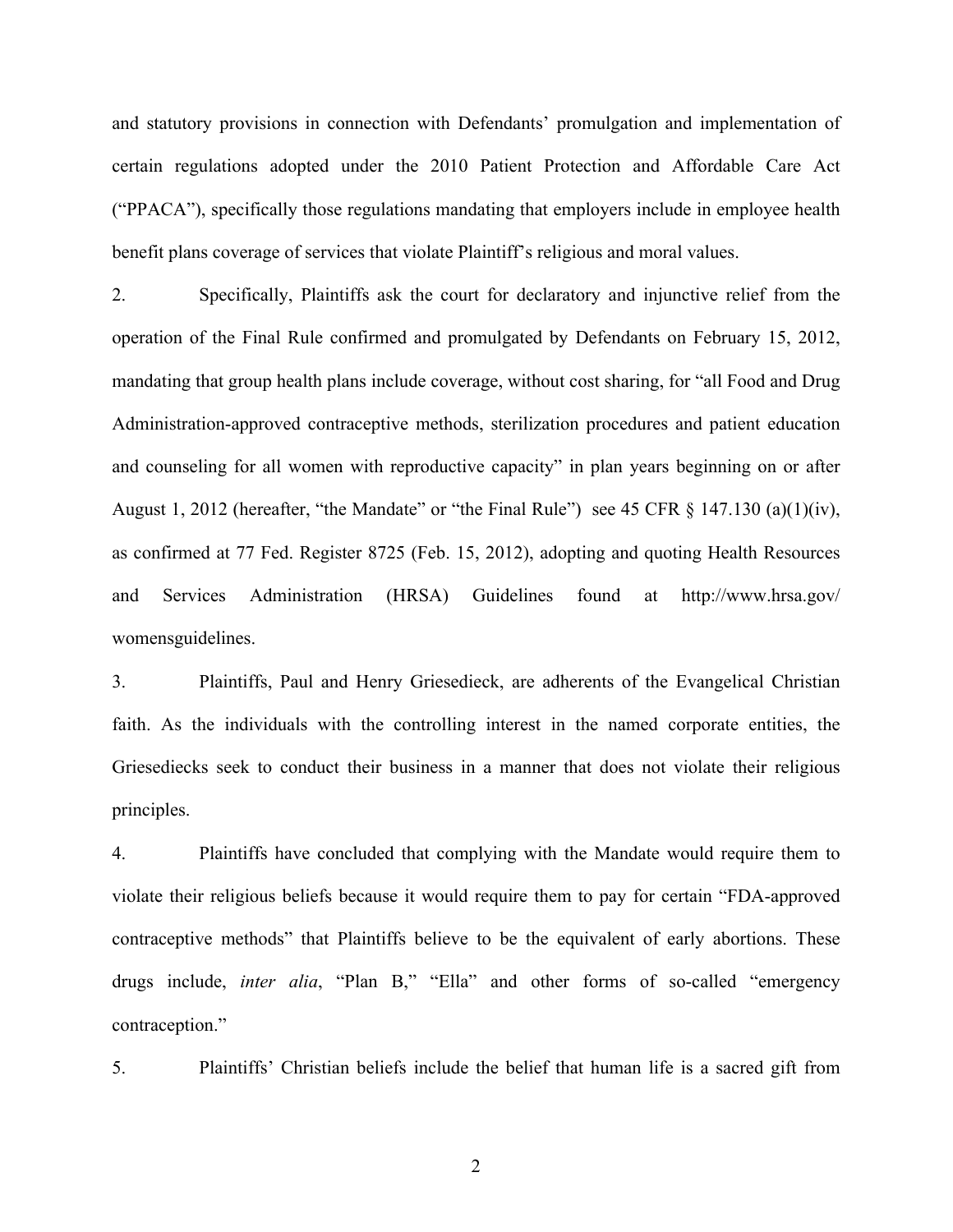and statutory provisions in connection with Defendants' promulgation and implementation of certain regulations adopted under the 2010 Patient Protection and Affordable Care Act ("PPACA"), specifically those regulations mandating that employers include in employee health benefit plans coverage of services that violate Plaintiff's religious and moral values.

2. Specifically, Plaintiffs ask the court for declaratory and injunctive relief from the operation of the Final Rule confirmed and promulgated by Defendants on February 15, 2012, mandating that group health plans include coverage, without cost sharing, for "all Food and Drug Administration-approved contraceptive methods, sterilization procedures and patient education and counseling for all women with reproductive capacity" in plan years beginning on or after August 1, 2012 (hereafter, "the Mandate" or "the Final Rule") see 45 CFR § 147.130 (a)(1)(iv), as confirmed at 77 Fed. Register 8725 (Feb. 15, 2012), adopting and quoting Health Resources and Services Administration (HRSA) Guidelines found at http://www.hrsa.gov/womensguidelines.

3. Plaintiffs, Paul and Henry Griesedieck, are adherents of the Evangelical Christian faith. As the individuals with the controlling interest in the named corporate entities, the Griesediecks seek to conduct their business in a manner that does not violate their religious principles.

4. Plaintiffs have concluded that complying with the Mandate would require them to violate their religious beliefs because it would require them to pay for certain "FDA-approved contraceptive methods" that Plaintiffs believe to be the equivalent of early abortions. These drugs include, *inter alia*, "Plan B," "Ella" and other forms of so-called "emergency contraception."

5. Plaintiffs' Christian beliefs include the belief that human life is a sacred gift from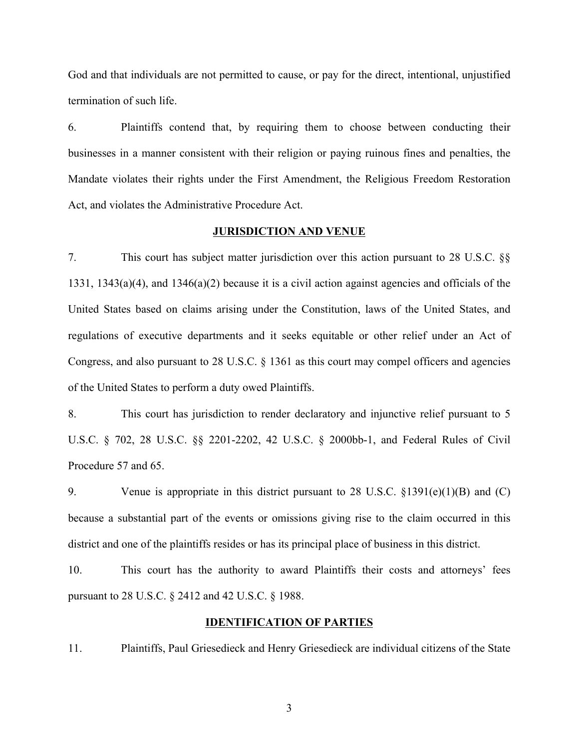God and that individuals are not permitted to cause, or pay for the direct, intentional, unjustified termination of such life.

6. Plaintiffs contend that, by requiring them to choose between conducting their businesses in a manner consistent with their religion or paying ruinous fines and penalties, the Mandate violates their rights under the First Amendment, the Religious Freedom Restoration Act, and violates the Administrative Procedure Act.

## JURISDICTION AND VENUE

7. This court has subject matter jurisdiction over this action pursuant to 28 U.S.C. §§ 1331, 1343(a)(4), and 1346(a)(2) because it is a civil action against agencies and officials of the United States based on claims arising under the Constitution, laws of the United States, and regulations of executive departments and it seeks equitable or other relief under an Act of Congress, and also pursuant to 28 U.S.C. § 1361 as this court may compel officers and agencies of the United States to perform a duty owed Plaintiffs.

8. This court has jurisdiction to render declaratory and injunctive relief pursuant to 5 U.S.C. § 702, 28 U.S.C. §§ 2201-2202, 42 U.S.C. § 2000bb-1, and Federal Rules of Civil Procedure 57 and 65.

9. Venue is appropriate in this district pursuant to 28 U.S.C. §1391(e)(1)(B) and (C) because a substantial part of the events or omissions giving rise to the claim occurred in this district and one of the plaintiffs resides or has its principal place of business in this district.

10. This court has the authority to award Plaintiffs their costs and attorneys' fees pursuant to 28 U.S.C. § 2412 and 42 U.S.C. § 1988.

## IDENTIFICATION OF PARTIES

11. Plaintiffs, Paul Griesedieck and Henry Griesedieck are individual citizens of the State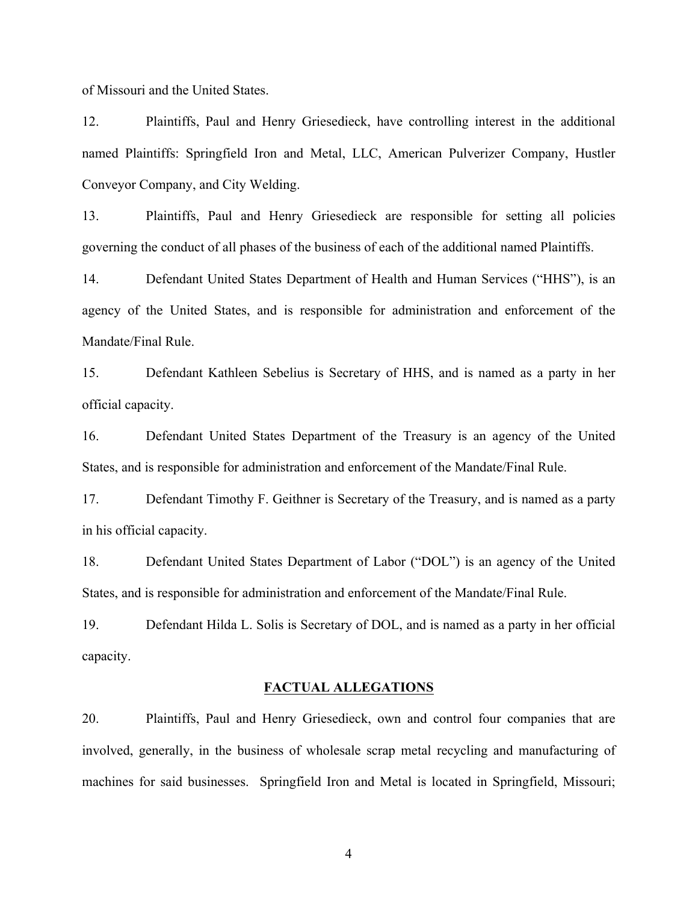of Missouri and the United States.

12. Plaintiffs, Paul and Henry Griesedieck, have controlling interest in the additional named Plaintiffs: Springfield Iron and Metal, LLC, American Pulverizer Company, Hustler Conveyor Company, and City Welding.

13. Plaintiffs, Paul and Henry Griesedieck are responsible for setting all policies governing the conduct of all phases of the business of each of the additional named Plaintiffs.

14. Defendant United States Department of Health and Human Services ("HHS"), is an agency of the United States, and is responsible for administration and enforcement of the Mandate/Final Rule.

15. Defendant Kathleen Sebelius is Secretary of HHS, and is named as a party in her official capacity.

16. Defendant United States Department of the Treasury is an agency of the United States, and is responsible for administration and enforcement of the Mandate/Final Rule.

17. Defendant Timothy F. Geithner is Secretary of the Treasury, and is named as a party in his official capacity.

18. Defendant United States Department of Labor ("DOL") is an agency of the United States, and is responsible for administration and enforcement of the Mandate/Final Rule.

19. Defendant Hilda L. Solis is Secretary of DOL, and is named as a party in her official capacity.

## FACTUAL ALLEGATIONS

20. Plaintiffs, Paul and Henry Griesedieck, own and control four companies that are involved, generally, in the business of wholesale scrap metal recycling and manufacturing of machines for said businesses. Springfield Iron and Metal is located in Springfield, Missouri;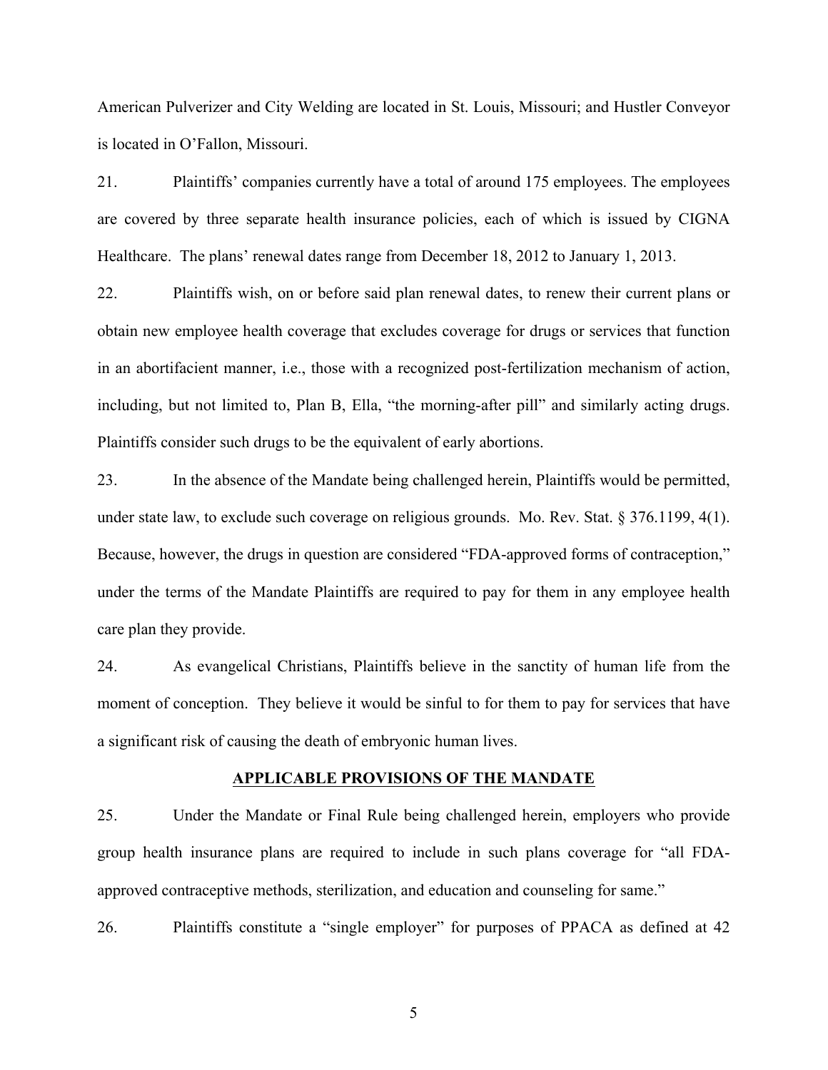American Pulverizer and City Welding are located in St. Louis, Missouri; and Hustler Conveyor is located in O'Fallon, Missouri.

21. Plaintiffs' companies currently have a total of around 175 employees. The employees are covered by three separate health insurance policies, each of which is issued by CIGNA Healthcare. The plans' renewal dates range from December 18, 2012 to January 1, 2013.

22. Plaintiffs wish, on or before said plan renewal dates, to renew their current plans or obtain new employee health coverage that excludes coverage for drugs or services that function in an abortifacient manner, i.e., those with a recognized post-fertilization mechanism of action, including, but not limited to, Plan B, Ella, "the morning-after pill" and similarly acting drugs. Plaintiffs consider such drugs to be the equivalent of early abortions.

23. In the absence of the Mandate being challenged herein, Plaintiffs would be permitted, under state law, to exclude such coverage on religious grounds. Mo. Rev. Stat. § 376.1199, 4(1). Because, however, the drugs in question are considered "FDA-approved forms of contraception," under the terms of the Mandate Plaintiffs are required to pay for them in any employee health care plan they provide.

24. As evangelical Christians, Plaintiffs believe in the sanctity of human life from the moment of conception. They believe it would be sinful to for them to pay for services that have a significant risk of causing the death of embryonic human lives.

## APPLICABLE PROVISIONS OF THE MANDATE

25. Under the Mandate or Final Rule being challenged herein, employers who provide group health insurance plans are required to include in such plans coverage for "all FDA-approved contraceptive methods, sterilization, and education and counseling for same."

26. Plaintiffs constitute a "single employer" for purposes of PPACA as defined at 42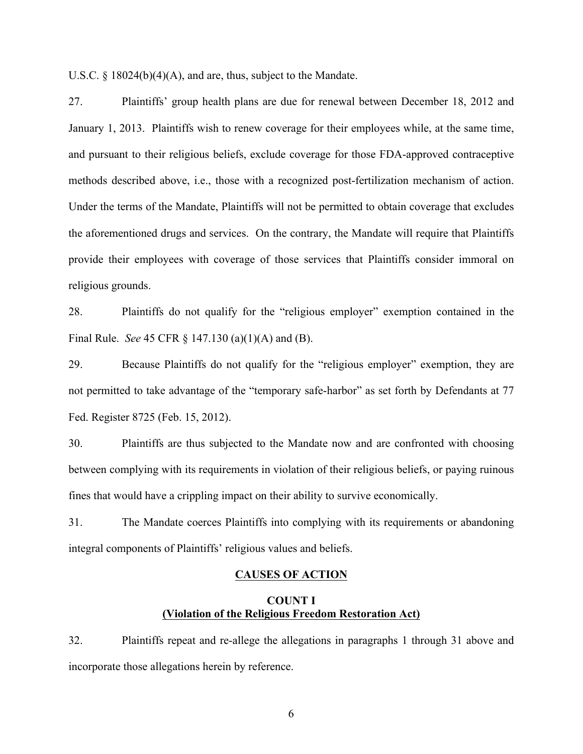U.S.C. § 18024(b)(4)(A), and are, thus, subject to the Mandate.

27. Plaintiffs' group health plans are due for renewal between December 18, 2012 and January 1, 2013. Plaintiffs wish to renew coverage for their employees while, at the same time, and pursuant to their religious beliefs, exclude coverage for those FDA-approved contraceptive methods described above, i.e., those with a recognized post-fertilization mechanism of action. Under the terms of the Mandate, Plaintiffs will not be permitted to obtain coverage that excludes the aforementioned drugs and services. On the contrary, the Mandate will require that Plaintiffs provide their employees with coverage of those services that Plaintiffs consider immoral on religious grounds.

28. Plaintiffs do not qualify for the "religious employer" exemption contained in the Final Rule. *See* 45 CFR § 147.130 (a)(1)(A) and (B).

29. Because Plaintiffs do not qualify for the "religious employer" exemption, they are not permitted to take advantage of the "temporary safe-harbor" as set forth by Defendants at 77 Fed. Register 8725 (Feb. 15, 2012).

30. Plaintiffs are thus subjected to the Mandate now and are confronted with choosing between complying with its requirements in violation of their religious beliefs, or paying ruinous fines that would have a crippling impact on their ability to survive economically.

31. The Mandate coerces Plaintiffs into complying with its requirements or abandoning integral components of Plaintiffs' religious values and beliefs.

## CAUSES OF ACTION

### COUNT I
### (Violation of the Religious Freedom Restoration Act)

32. Plaintiffs repeat and re-allege the allegations in paragraphs 1 through 31 above and incorporate those allegations herein by reference.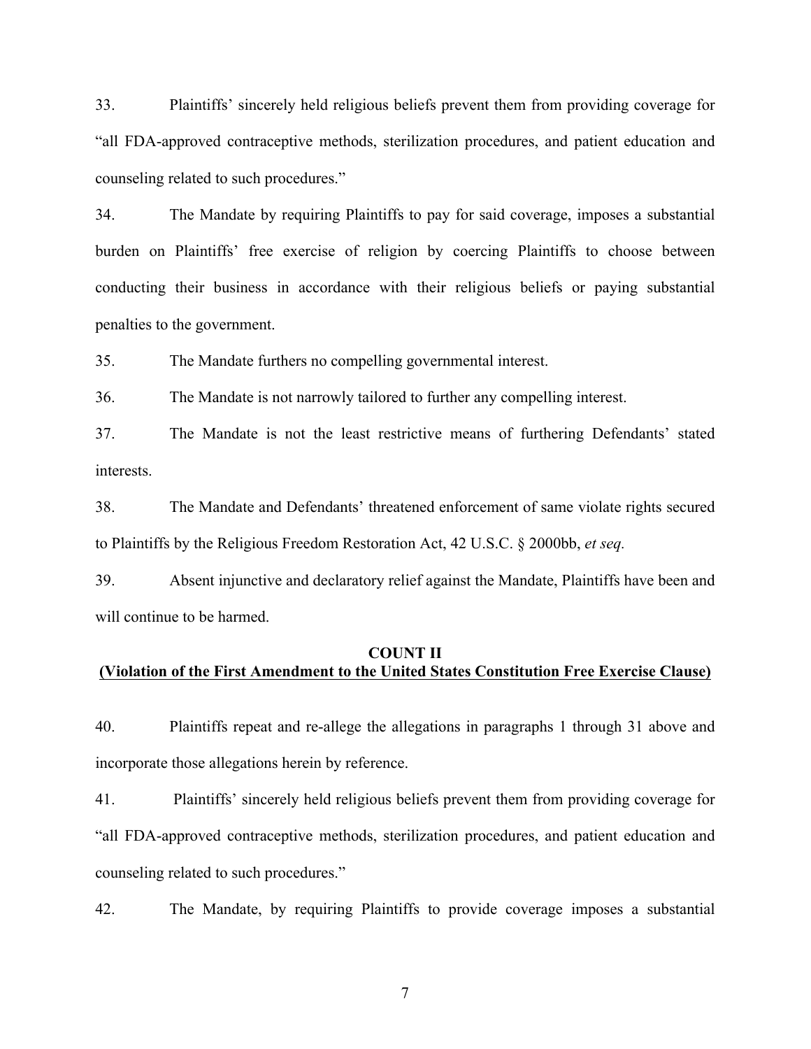33. Plaintiffs' sincerely held religious beliefs prevent them from providing coverage for "all FDA-approved contraceptive methods, sterilization procedures, and patient education and counseling related to such procedures."

34. The Mandate by requiring Plaintiffs to pay for said coverage, imposes a substantial burden on Plaintiffs' free exercise of religion by coercing Plaintiffs to choose between conducting their business in accordance with their religious beliefs or paying substantial penalties to the government.

35. The Mandate furthers no compelling governmental interest.

36. The Mandate is not narrowly tailored to further any compelling interest.

37. The Mandate is not the least restrictive means of furthering Defendants' stated interests.

38. The Mandate and Defendants' threatened enforcement of same violate rights secured to Plaintiffs by the Religious Freedom Restoration Act, 42 U.S.C. § 2000bb, *et seq.*

39. Absent injunctive and declaratory relief against the Mandate, Plaintiffs have been and will continue to be harmed.

## COUNT II
## (Violation of the First Amendment to the United States Constitution Free Exercise Clause)

40. Plaintiffs repeat and re-allege the allegations in paragraphs 1 through 31 above and incorporate those allegations herein by reference.

41. Plaintiffs' sincerely held religious beliefs prevent them from providing coverage for "all FDA-approved contraceptive methods, sterilization procedures, and patient education and counseling related to such procedures."

42. The Mandate, by requiring Plaintiffs to provide coverage imposes a substantial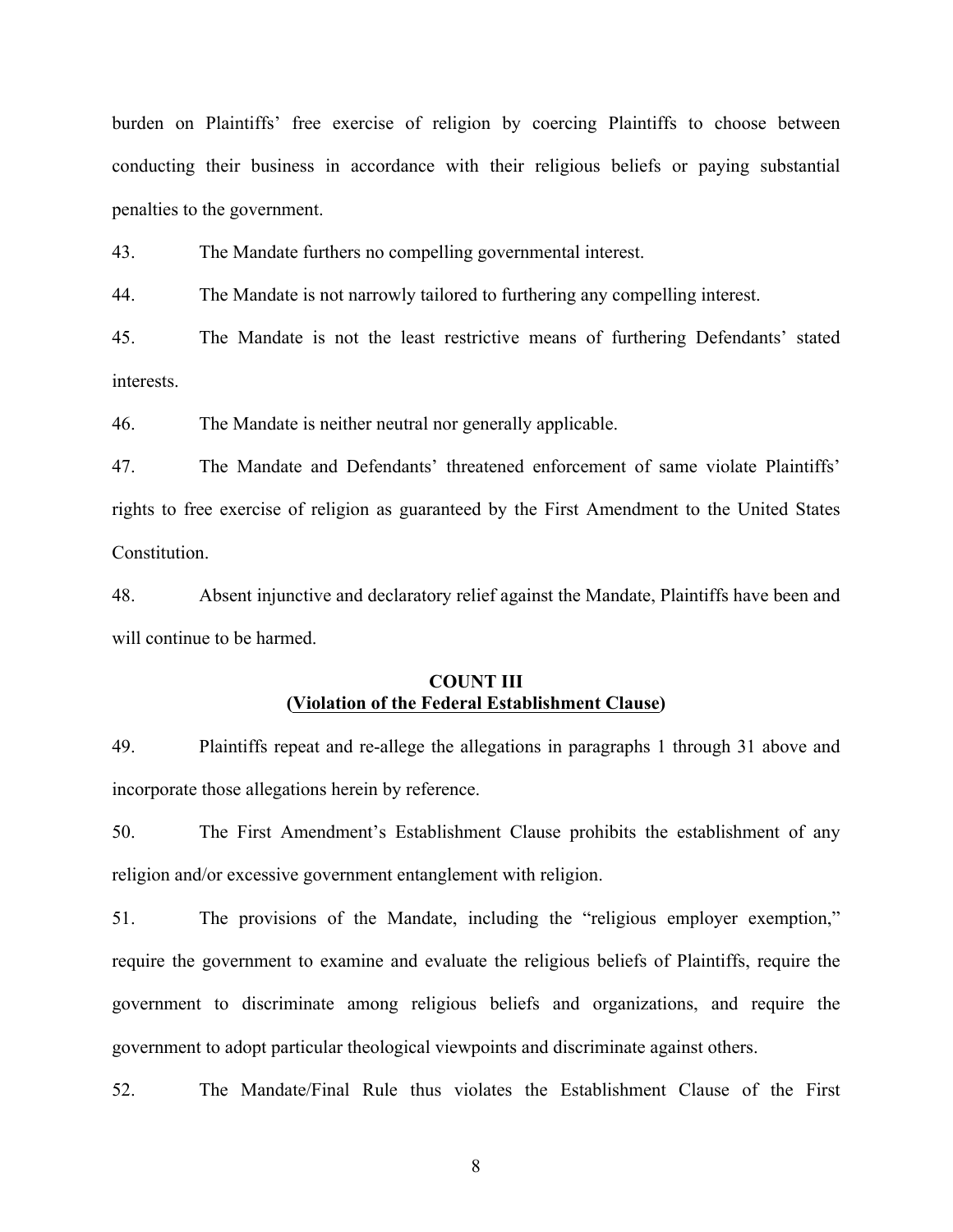burden on Plaintiffs' free exercise of religion by coercing Plaintiffs to choose between conducting their business in accordance with their religious beliefs or paying substantial penalties to the government.

43. The Mandate furthers no compelling governmental interest.

44. The Mandate is not narrowly tailored to furthering any compelling interest.

45. The Mandate is not the least restrictive means of furthering Defendants' stated interests.

46. The Mandate is neither neutral nor generally applicable.

47. The Mandate and Defendants' threatened enforcement of same violate Plaintiffs' rights to free exercise of religion as guaranteed by the First Amendment to the United States Constitution.

48. Absent injunctive and declaratory relief against the Mandate, Plaintiffs have been and will continue to be harmed.

**COUNT III**
**(Violation of the Federal Establishment Clause)**

49. Plaintiffs repeat and re-allege the allegations in paragraphs 1 through 31 above and incorporate those allegations herein by reference.

50. The First Amendment's Establishment Clause prohibits the establishment of any religion and/or excessive government entanglement with religion.

51. The provisions of the Mandate, including the "religious employer exemption," require the government to examine and evaluate the religious beliefs of Plaintiffs, require the government to discriminate among religious beliefs and organizations, and require the government to adopt particular theological viewpoints and discriminate against others.

52. The Mandate/Final Rule thus violates the Establishment Clause of the First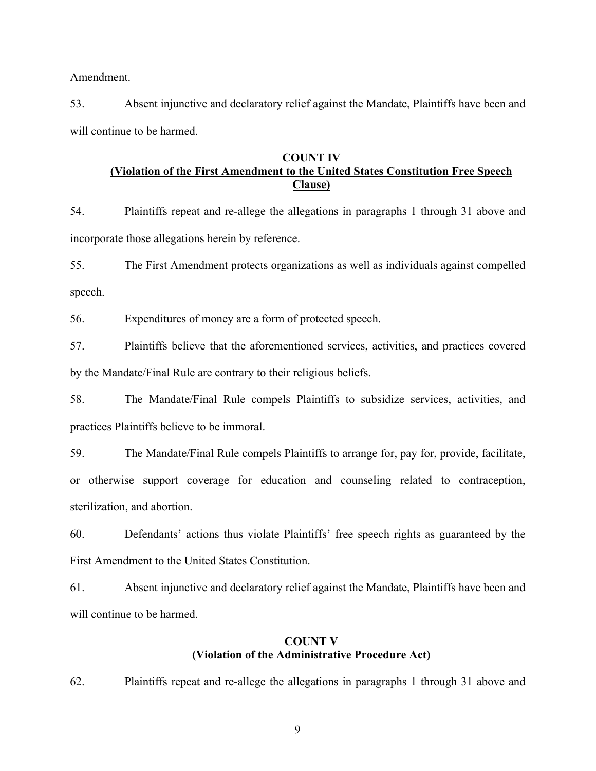Amendment.

53. Absent injunctive and declaratory relief against the Mandate, Plaintiffs have been and will continue to be harmed.

**COUNT IV**
**(Violation of the First Amendment to the United States Constitution Free Speech Clause)**

54. Plaintiffs repeat and re-allege the allegations in paragraphs 1 through 31 above and incorporate those allegations herein by reference.

55. The First Amendment protects organizations as well as individuals against compelled speech.

56. Expenditures of money are a form of protected speech.

57. Plaintiffs believe that the aforementioned services, activities, and practices covered by the Mandate/Final Rule are contrary to their religious beliefs.

58. The Mandate/Final Rule compels Plaintiffs to subsidize services, activities, and practices Plaintiffs believe to be immoral.

59. The Mandate/Final Rule compels Plaintiffs to arrange for, pay for, provide, facilitate, or otherwise support coverage for education and counseling related to contraception, sterilization, and abortion.

60. Defendants' actions thus violate Plaintiffs' free speech rights as guaranteed by the First Amendment to the United States Constitution.

61. Absent injunctive and declaratory relief against the Mandate, Plaintiffs have been and will continue to be harmed.

**COUNT V**
**(Violation of the Administrative Procedure Act)**

62. Plaintiffs repeat and re-allege the allegations in paragraphs 1 through 31 above and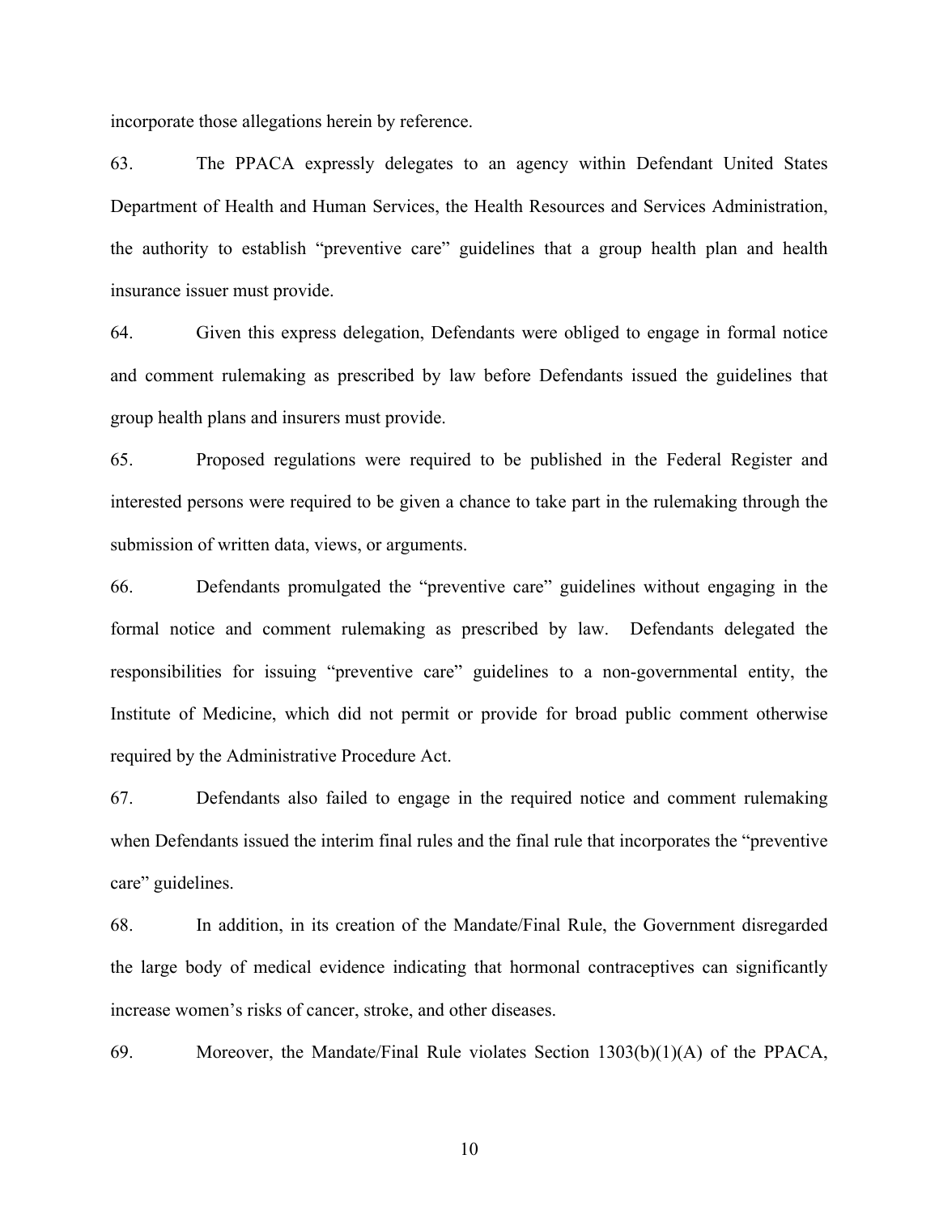incorporate those allegations herein by reference.

63. The PPACA expressly delegates to an agency within Defendant United States Department of Health and Human Services, the Health Resources and Services Administration, the authority to establish "preventive care" guidelines that a group health plan and health insurance issuer must provide.

64. Given this express delegation, Defendants were obliged to engage in formal notice and comment rulemaking as prescribed by law before Defendants issued the guidelines that group health plans and insurers must provide.

65. Proposed regulations were required to be published in the Federal Register and interested persons were required to be given a chance to take part in the rulemaking through the submission of written data, views, or arguments.

66. Defendants promulgated the "preventive care" guidelines without engaging in the formal notice and comment rulemaking as prescribed by law. Defendants delegated the responsibilities for issuing "preventive care" guidelines to a non-governmental entity, the Institute of Medicine, which did not permit or provide for broad public comment otherwise required by the Administrative Procedure Act.

67. Defendants also failed to engage in the required notice and comment rulemaking when Defendants issued the interim final rules and the final rule that incorporates the "preventive care" guidelines.

68. In addition, in its creation of the Mandate/Final Rule, the Government disregarded the large body of medical evidence indicating that hormonal contraceptives can significantly increase women's risks of cancer, stroke, and other diseases.

69. Moreover, the Mandate/Final Rule violates Section 1303(b)(1)(A) of the PPACA,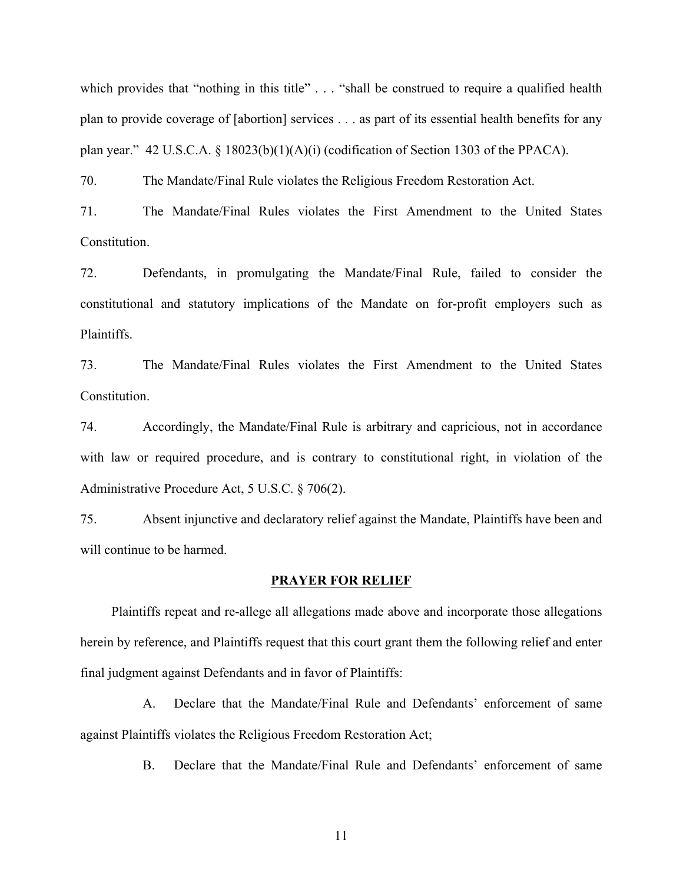which provides that "nothing in this title" . . . "shall be construed to require a qualified health plan to provide coverage of [abortion] services . . . as part of its essential health benefits for any plan year." 42 U.S.C.A. § 18023(b)(1)(A)(i) (codification of Section 1303 of the PPACA).

70. The Mandate/Final Rule violates the Religious Freedom Restoration Act.

71. The Mandate/Final Rules violates the First Amendment to the United States Constitution.

72. Defendants, in promulgating the Mandate/Final Rule, failed to consider the constitutional and statutory implications of the Mandate on for-profit employers such as Plaintiffs.

73. The Mandate/Final Rules violates the First Amendment to the United States Constitution.

74. Accordingly, the Mandate/Final Rule is arbitrary and capricious, not in accordance with law or required procedure, and is contrary to constitutional right, in violation of the Administrative Procedure Act, 5 U.S.C. § 706(2).

75. Absent injunctive and declaratory relief against the Mandate, Plaintiffs have been and will continue to be harmed.

## PRAYER FOR RELIEF

Plaintiffs repeat and re-allege all allegations made above and incorporate those allegations herein by reference, and Plaintiffs request that this court grant them the following relief and enter final judgment against Defendants and in favor of Plaintiffs:

A. Declare that the Mandate/Final Rule and Defendants' enforcement of same against Plaintiffs violates the Religious Freedom Restoration Act;

B. Declare that the Mandate/Final Rule and Defendants' enforcement of same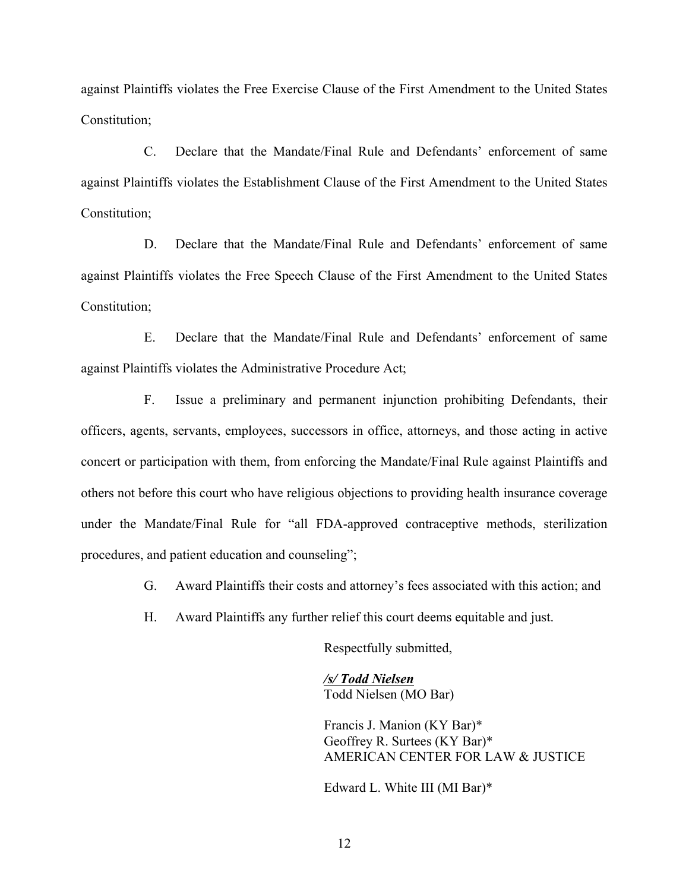against Plaintiffs violates the Free Exercise Clause of the First Amendment to the United States Constitution;

C. Declare that the Mandate/Final Rule and Defendants' enforcement of same against Plaintiffs violates the Establishment Clause of the First Amendment to the United States Constitution;

D. Declare that the Mandate/Final Rule and Defendants' enforcement of same against Plaintiffs violates the Free Speech Clause of the First Amendment to the United States Constitution;

E. Declare that the Mandate/Final Rule and Defendants' enforcement of same against Plaintiffs violates the Administrative Procedure Act;

F. Issue a preliminary and permanent injunction prohibiting Defendants, their officers, agents, servants, employees, successors in office, attorneys, and those acting in active concert or participation with them, from enforcing the Mandate/Final Rule against Plaintiffs and others not before this court who have religious objections to providing health insurance coverage under the Mandate/Final Rule for "all FDA-approved contraceptive methods, sterilization procedures, and patient education and counseling";

G. Award Plaintiffs their costs and attorney's fees associated with this action; and

H. Award Plaintiffs any further relief this court deems equitable and just.

Respectfully submitted,

***/s/ Todd Nielsen***
Todd Nielsen (MO Bar)

Francis J. Manion (KY Bar)*
Geoffrey R. Surtees (KY Bar)*
AMERICAN CENTER FOR LAW & JUSTICE

Edward L. White III (MI Bar)*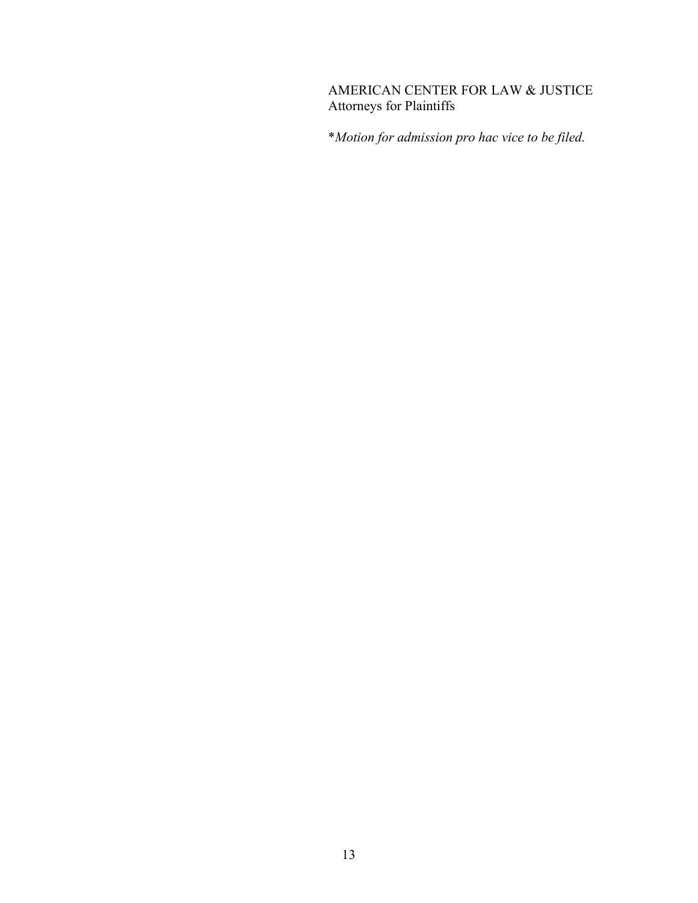AMERICAN CENTER FOR LAW & JUSTICE
Attorneys for Plaintiffs

**Motion for admission pro hac vice to be filed.*